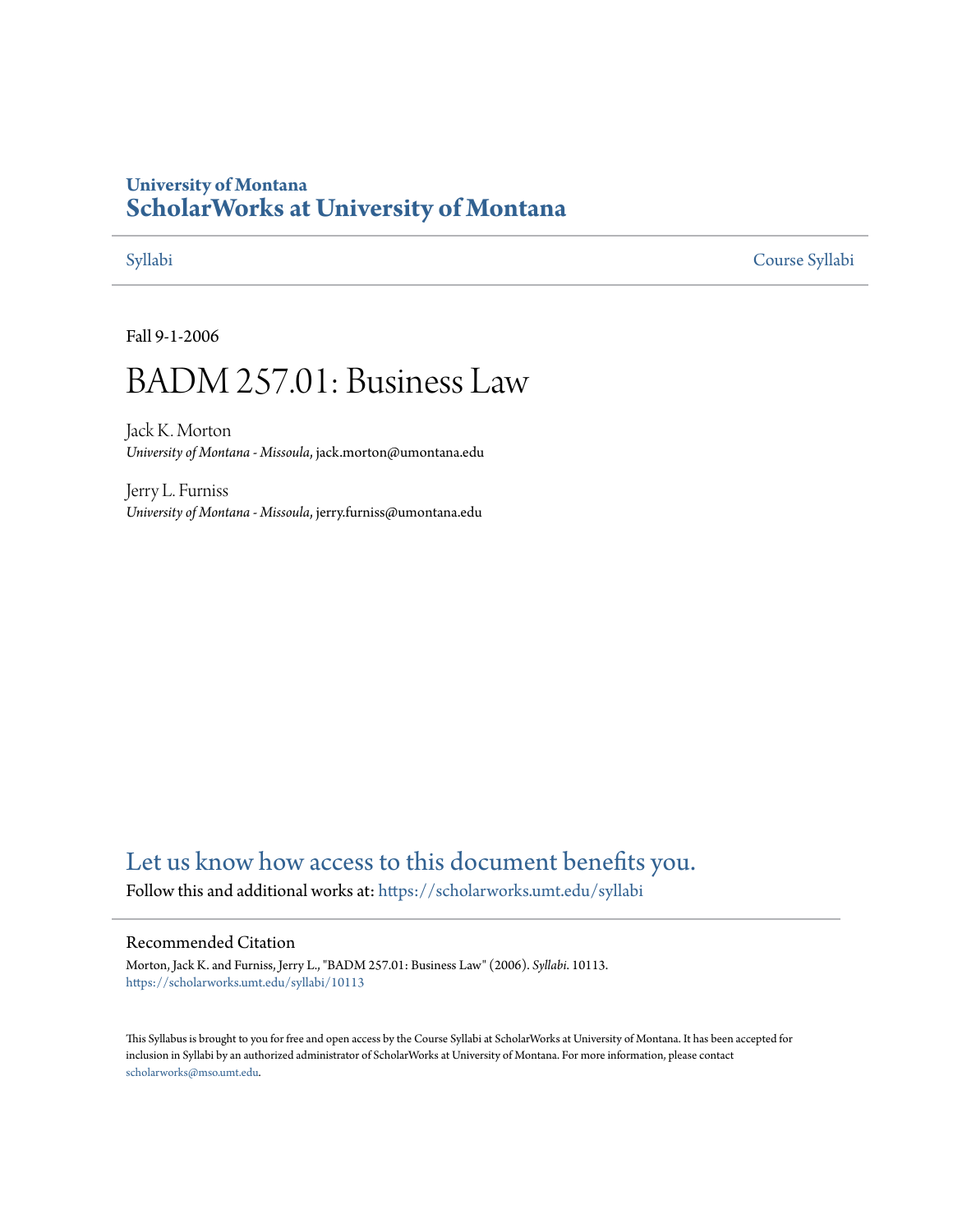University of Montana
# ScholarWorks at University of Montana

Syllabi | Course Syllabi

Fall 9-1-2006

# BADM 257.01: Business Law

Jack K. Morton
*University of Montana - Missoula*, jack.morton@umontana.edu

Jerry L. Furniss
*University of Montana - Missoula*, jerry.furniss@umontana.edu

Let us know how access to this document benefits you.

Follow this and additional works at: https://scholarworks.umt.edu/syllabi

## Recommended Citation

Morton, Jack K. and Furniss, Jerry L., "BADM 257.01: Business Law" (2006). *Syllabi*. 10113.
https://scholarworks.umt.edu/syllabi/10113

This Syllabus is brought to you for free and open access by the Course Syllabi at ScholarWorks at University of Montana. It has been accepted for inclusion in Syllabi by an authorized administrator of ScholarWorks at University of Montana. For more information, please contact scholarworks@mso.umt.edu.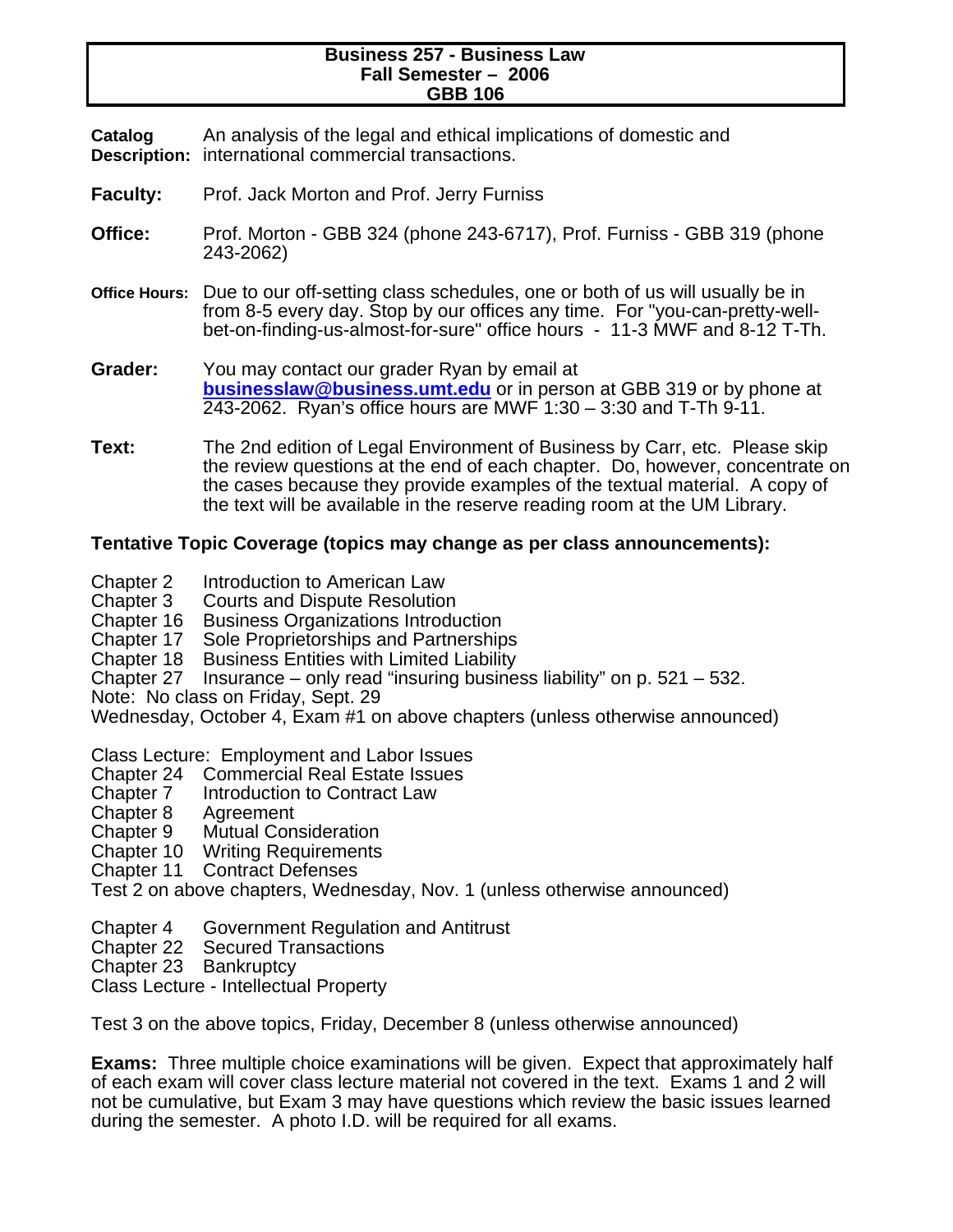**Business 257 - Business Law**
**Fall Semester – 2006**
**GBB 106**

**Catalog Description:** An analysis of the legal and ethical implications of domestic and international commercial transactions.

**Faculty:** Prof. Jack Morton and Prof. Jerry Furniss

**Office:** Prof. Morton - GBB 324 (phone 243-6717), Prof. Furniss - GBB 319 (phone 243-2062)

**Office Hours:** Due to our off-setting class schedules, one or both of us will usually be in from 8-5 every day. Stop by our offices any time. For "you-can-pretty-well-bet-on-finding-us-almost-for-sure" office hours - 11-3 MWF and 8-12 T-Th.

**Grader:** You may contact our grader Ryan by email at **businesslaw@business.umt.edu** or in person at GBB 319 or by phone at 243-2062. Ryan's office hours are MWF 1:30 – 3:30 and T-Th 9-11.

**Text:** The 2nd edition of Legal Environment of Business by Carr, etc. Please skip the review questions at the end of each chapter. Do, however, concentrate on the cases because they provide examples of the textual material. A copy of the text will be available in the reserve reading room at the UM Library.

**Tentative Topic Coverage (topics may change as per class announcements):**

Chapter 2 Introduction to American Law
Chapter 3 Courts and Dispute Resolution
Chapter 16 Business Organizations Introduction
Chapter 17 Sole Proprietorships and Partnerships
Chapter 18 Business Entities with Limited Liability
Chapter 27 Insurance – only read "insuring business liability" on p. 521 – 532.
Note: No class on Friday, Sept. 29
Wednesday, October 4, Exam #1 on above chapters (unless otherwise announced)

Class Lecture: Employment and Labor Issues
Chapter 24 Commercial Real Estate Issues
Chapter 7 Introduction to Contract Law
Chapter 8 Agreement
Chapter 9 Mutual Consideration
Chapter 10 Writing Requirements
Chapter 11 Contract Defenses
Test 2 on above chapters, Wednesday, Nov. 1 (unless otherwise announced)

Chapter 4 Government Regulation and Antitrust
Chapter 22 Secured Transactions
Chapter 23 Bankruptcy
Class Lecture - Intellectual Property

Test 3 on the above topics, Friday, December 8 (unless otherwise announced)

**Exams:** Three multiple choice examinations will be given. Expect that approximately half of each exam will cover class lecture material not covered in the text. Exams 1 and 2 will not be cumulative, but Exam 3 may have questions which review the basic issues learned during the semester. A photo I.D. will be required for all exams.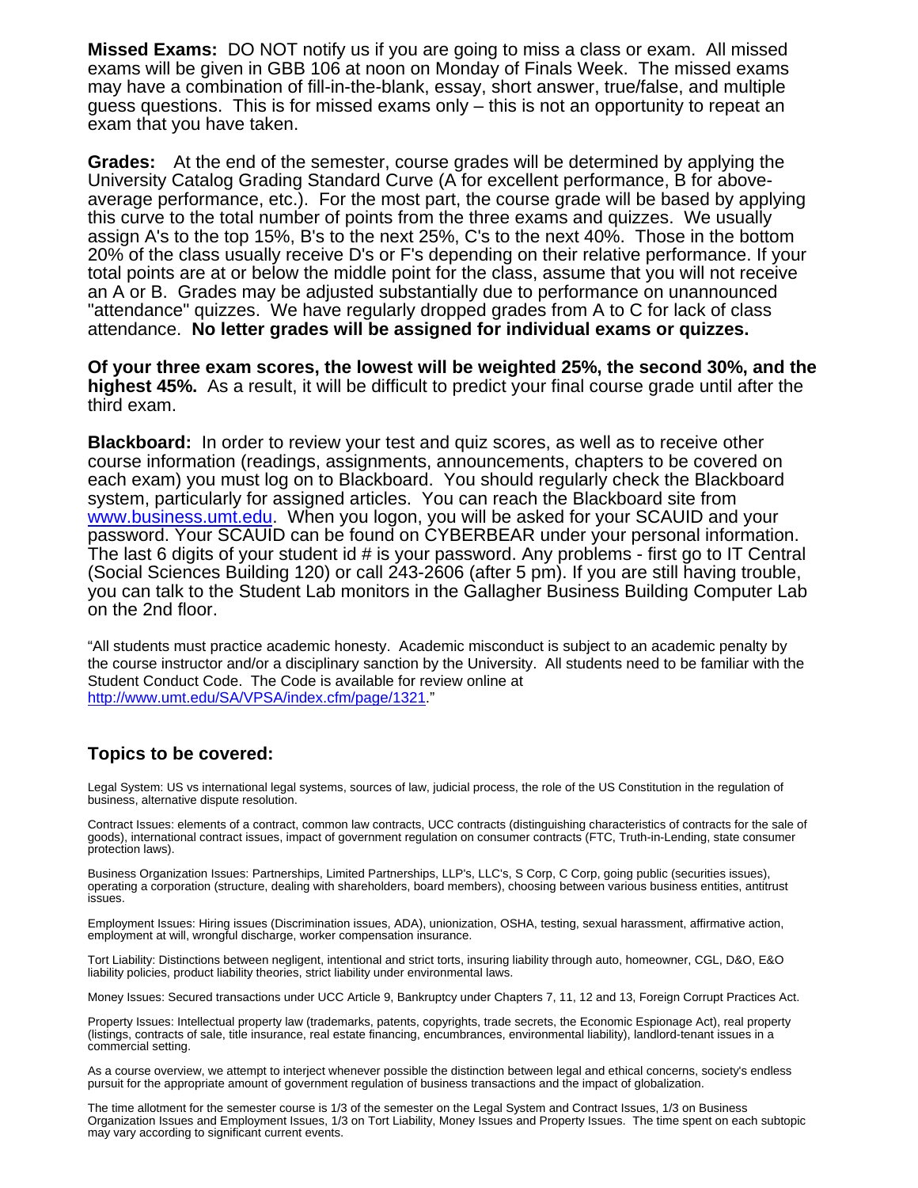**Missed Exams:** DO NOT notify us if you are going to miss a class or exam. All missed exams will be given in GBB 106 at noon on Monday of Finals Week. The missed exams may have a combination of fill-in-the-blank, essay, short answer, true/false, and multiple guess questions. This is for missed exams only – this is not an opportunity to repeat an exam that you have taken.

**Grades:** At the end of the semester, course grades will be determined by applying the University Catalog Grading Standard Curve (A for excellent performance, B for above-average performance, etc.). For the most part, the course grade will be based by applying this curve to the total number of points from the three exams and quizzes. We usually assign A's to the top 15%, B's to the next 25%, C's to the next 40%. Those in the bottom 20% of the class usually receive D's or F's depending on their relative performance. If your total points are at or below the middle point for the class, assume that you will not receive an A or B. Grades may be adjusted substantially due to performance on unannounced "attendance" quizzes. We have regularly dropped grades from A to C for lack of class attendance. **No letter grades will be assigned for individual exams or quizzes.**

**Of your three exam scores, the lowest will be weighted 25%, the second 30%, and the highest 45%.** As a result, it will be difficult to predict your final course grade until after the third exam.

**Blackboard:** In order to review your test and quiz scores, as well as to receive other course information (readings, assignments, announcements, chapters to be covered on each exam) you must log on to Blackboard. You should regularly check the Blackboard system, particularly for assigned articles. You can reach the Blackboard site from [www.business.umt.edu](www.business.umt.edu). When you logon, you will be asked for your SCAUID and your password. Your SCAUID can be found on CYBERBEAR under your personal information. The last 6 digits of your student id # is your password. Any problems - first go to IT Central (Social Sciences Building 120) or call 243-2606 (after 5 pm). If you are still having trouble, you can talk to the Student Lab monitors in the Gallagher Business Building Computer Lab on the 2nd floor.

"All students must practice academic honesty. Academic misconduct is subject to an academic penalty by the course instructor and/or a disciplinary sanction by the University. All students need to be familiar with the Student Conduct Code. The Code is available for review online at [http://www.umt.edu/SA/VPSA/index.cfm/page/1321](http://www.umt.edu/SA/VPSA/index.cfm/page/1321)."

## Topics to be covered:

Legal System: US vs international legal systems, sources of law, judicial process, the role of the US Constitution in the regulation of business, alternative dispute resolution.

Contract Issues: elements of a contract, common law contracts, UCC contracts (distinguishing characteristics of contracts for the sale of goods), international contract issues, impact of government regulation on consumer contracts (FTC, Truth-in-Lending, state consumer protection laws).

Business Organization Issues: Partnerships, Limited Partnerships, LLP's, LLC's, S Corp, C Corp, going public (securities issues), operating a corporation (structure, dealing with shareholders, board members), choosing between various business entities, antitrust issues.

Employment Issues: Hiring issues (Discrimination issues, ADA), unionization, OSHA, testing, sexual harassment, affirmative action, employment at will, wrongful discharge, worker compensation insurance.

Tort Liability: Distinctions between negligent, intentional and strict torts, insuring liability through auto, homeowner, CGL, D&O, E&O liability policies, product liability theories, strict liability under environmental laws.

Money Issues: Secured transactions under UCC Article 9, Bankruptcy under Chapters 7, 11, 12 and 13, Foreign Corrupt Practices Act.

Property Issues: Intellectual property law (trademarks, patents, copyrights, trade secrets, the Economic Espionage Act), real property (listings, contracts of sale, title insurance, real estate financing, encumbrances, environmental liability), landlord-tenant issues in a commercial setting.

As a course overview, we attempt to interject whenever possible the distinction between legal and ethical concerns, society's endless pursuit for the appropriate amount of government regulation of business transactions and the impact of globalization.

The time allotment for the semester course is 1/3 of the semester on the Legal System and Contract Issues, 1/3 on Business Organization Issues and Employment Issues, 1/3 on Tort Liability, Money Issues and Property Issues. The time spent on each subtopic may vary according to significant current events.